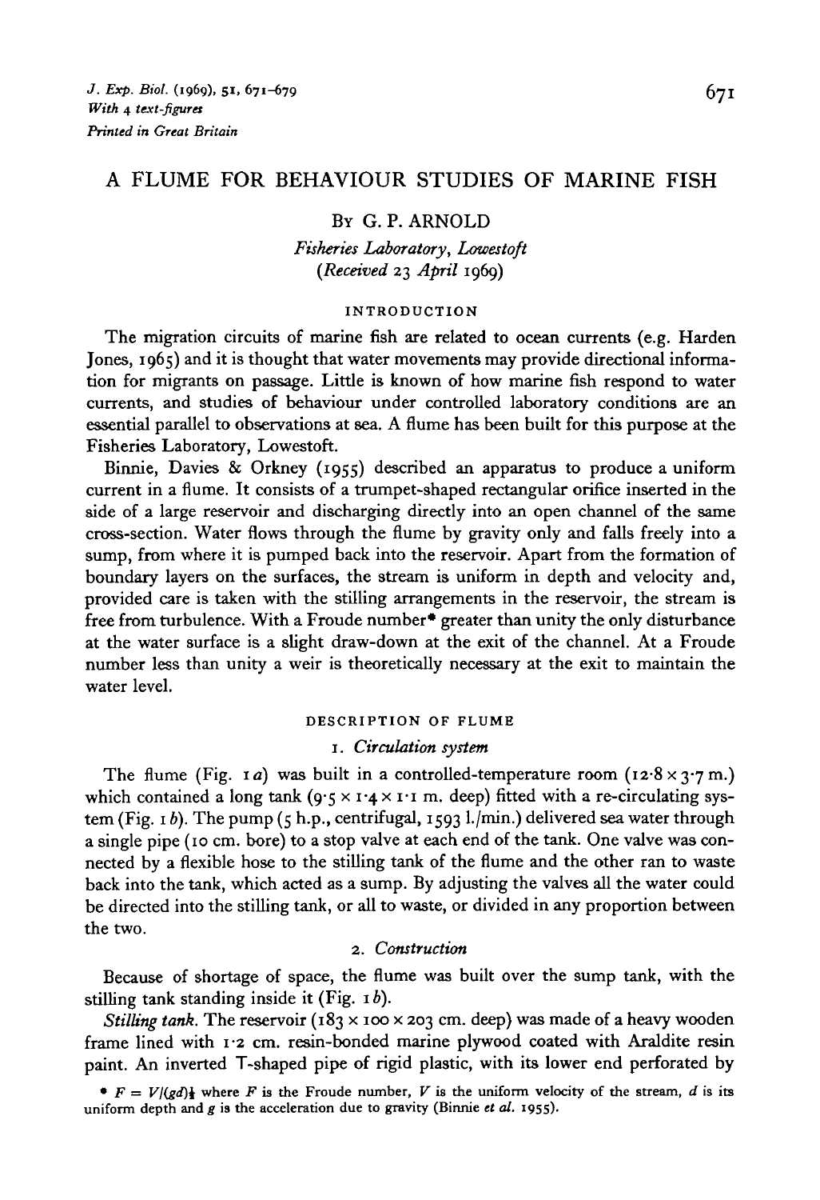# A FLUME FOR BEHAVIOUR STUDIES OF MARINE FISH

By G. P. ARNOLD

*Fisheries Laboratory, Lowestoft*

*(Received 23 April 1969)*

## INTRODUCTION

The migration circuits of marine fish are related to ocean currents (e.g. Harden Jones, 1965) and it is thought that water movements may provide directional information for migrants on passage. Little is known of how marine fish respond to water currents, and studies of behaviour under controlled laboratory conditions are an essential parallel to observations at sea. A flume has been built for this purpose at the Fisheries Laboratory, Lowestoft.

Binnie, Davies & Orkney (1955) described an apparatus to produce a uniform current in a flume. It consists of a trumpet-shaped rectangular orifice inserted in the side of a large reservoir and discharging directly into an open channel of the same cross-section. Water flows through the flume by gravity only and falls freely into a sump, from where it is pumped back into the reservoir. Apart from the formation of boundary layers on the surfaces, the stream is uniform in depth and velocity and, provided care is taken with the stilling arrangements in the reservoir, the stream is free from turbulence. With a Froude number* greater than unity the only disturbance at the water surface is a slight draw-down at the exit of the channel. At a Froude number less than unity a weir is theoretically necessary at the exit to maintain the water level.

## DESCRIPTION OF FLUME

### 1. *Circulation system*

The flume (Fig. 1*a*) was built in a controlled-temperature room (12·8 × 3·7 m.) which contained a long tank (9·5 × 1·4 × 1·1 m. deep) fitted with a re-circulating system (Fig. 1*b*). The pump (5 h.p., centrifugal, 1593 l./min.) delivered sea water through a single pipe (10 cm. bore) to a stop valve at each end of the tank. One valve was connected by a flexible hose to the stilling tank of the flume and the other ran to waste back into the tank, which acted as a sump. By adjusting the valves all the water could be directed into the stilling tank, or all to waste, or divided in any proportion between the two.

### 2. *Construction*

Because of shortage of space, the flume was built over the sump tank, with the stilling tank standing inside it (Fig. 1*b*).

*Stilling tank.* The reservoir (183 × 100 × 203 cm. deep) was made of a heavy wooden frame lined with 1·2 cm. resin-bonded marine plywood coated with Araldite resin paint. An inverted T-shaped pipe of rigid plastic, with its lower end perforated by

---

\* $F = V/(gd)^{\frac{1}{2}}$ where $F$ is the Froude number, $V$ is the uniform velocity of the stream, $d$ is its uniform depth and $g$ is the acceleration due to gravity (Binnie *et al.* 1955).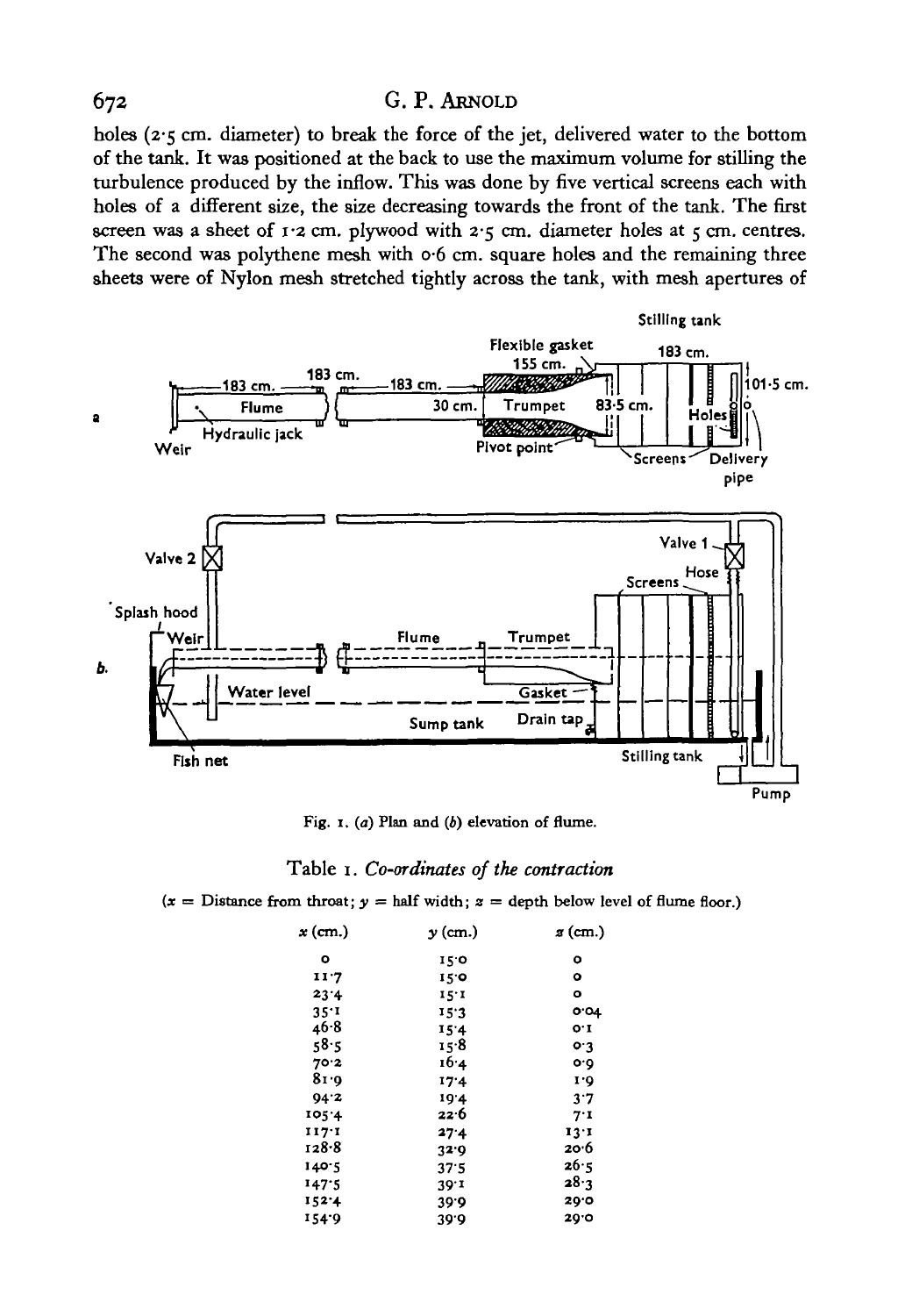holes (2·5 cm. diameter) to break the force of the jet, delivered water to the bottom of the tank. It was positioned at the back to use the maximum volume for stilling the turbulence produced by the inflow. This was done by five vertical screens each with holes of a different size, the size decreasing towards the front of the tank. The first screen was a sheet of 1·2 cm. plywood with 2·5 cm. diameter holes at 5 cm. centres. The second was polythene mesh with 0·6 cm. square holes and the remaining three sheets were of Nylon mesh stretched tightly across the tank, with mesh apertures of

Fig. 1. (*a*) Plan and (*b*) elevation of flume.

Table 1. *Co-ordinates of the contraction*

($x$ = Distance from throat; $y$ = half width; $z$ = depth below level of flume floor.)

| $x$ (cm.) | $y$ (cm.) | $z$ (cm.) |
|---|---|---|
| 0 | 15·0 | 0 |
| 11·7 | 15·0 | 0 |
| 23·4 | 15·1 | 0 |
| 35·1 | 15·3 | 0·04 |
| 46·8 | 15·4 | 0·1 |
| 58·5 | 15·8 | 0·3 |
| 70·2 | 16·4 | 0·9 |
| 81·9 | 17·4 | 1·9 |
| 94·2 | 19·4 | 3·7 |
| 105·4 | 22·6 | 7·1 |
| 117·1 | 27·4 | 13·1 |
| 128·8 | 32·9 | 20·6 |
| 140·5 | 37·5 | 26·5 |
| 147·5 | 39·1 | 28·3 |
| 152·4 | 39·9 | 29·0 |
| 154·9 | 39·9 | 29·0 |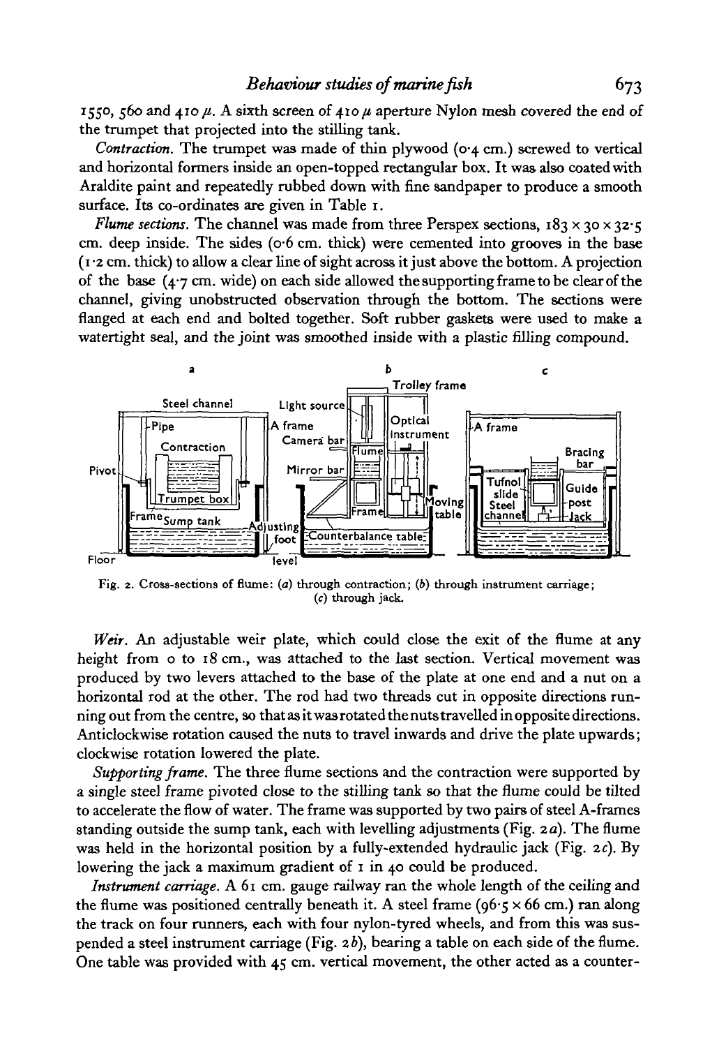1550, 560 and 410 $\mu$. A sixth screen of 410 $\mu$ aperture Nylon mesh covered the end of the trumpet that projected into the stilling tank.

*Contraction.* The trumpet was made of thin plywood (0·4 cm.) screwed to vertical and horizontal formers inside an open-topped rectangular box. It was also coated with Araldite paint and repeatedly rubbed down with fine sandpaper to produce a smooth surface. Its co-ordinates are given in Table 1.

*Flume sections.* The channel was made from three Perspex sections, $183 \times 30 \times 32{\cdot}5$ cm. deep inside. The sides (0·6 cm. thick) were cemented into grooves in the base (1·2 cm. thick) to allow a clear line of sight across it just above the bottom. A projection of the base (4·7 cm. wide) on each side allowed the supporting frame to be clear of the channel, giving unobstructed observation through the bottom. The sections were flanged at each end and bolted together. Soft rubber gaskets were used to make a watertight seal, and the joint was smoothed inside with a plastic filling compound.

Fig. 2. Cross-sections of flume: (*a*) through contraction; (*b*) through instrument carriage; (*c*) through jack.

*Weir.* An adjustable weir plate, which could close the exit of the flume at any height from 0 to 18 cm., was attached to the last section. Vertical movement was produced by two levers attached to the base of the plate at one end and a nut on a horizontal rod at the other. The rod had two threads cut in opposite directions running out from the centre, so that as it was rotated the nuts travelled in opposite directions. Anticlockwise rotation caused the nuts to travel inwards and drive the plate upwards; clockwise rotation lowered the plate.

*Supporting frame.* The three flume sections and the contraction were supported by a single steel frame pivoted close to the stilling tank so that the flume could be tilted to accelerate the flow of water. The frame was supported by two pairs of steel A-frames standing outside the sump tank, each with levelling adjustments (Fig. 2*a*). The flume was held in the horizontal position by a fully-extended hydraulic jack (Fig. 2*c*). By lowering the jack a maximum gradient of 1 in 40 could be produced.

*Instrument carriage.* A 61 cm. gauge railway ran the whole length of the ceiling and the flume was positioned centrally beneath it. A steel frame ($96{\cdot}5 \times 66$ cm.) ran along the track on four runners, each with four nylon-tyred wheels, and from this was suspended a steel instrument carriage (Fig. 2*b*), bearing a table on each side of the flume. One table was provided with 45 cm. vertical movement, the other acted as a counter-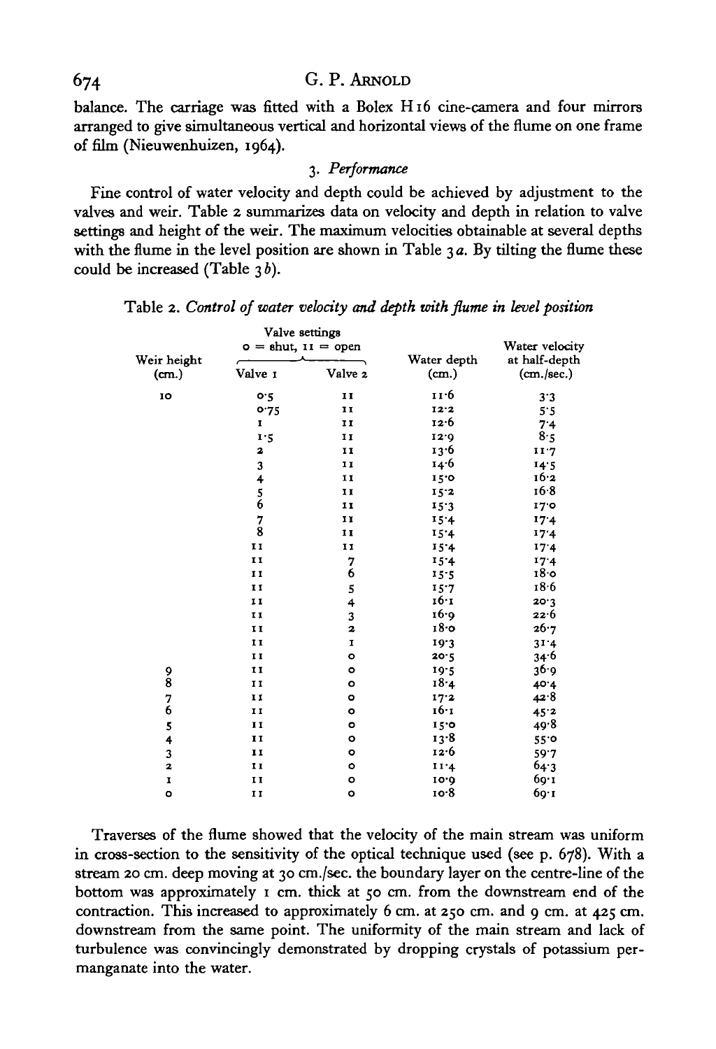balance. The carriage was fitted with a Bolex H16 cine-camera and four mirrors arranged to give simultaneous vertical and horizontal views of the flume on one frame of film (Nieuwenhuizen, 1964).

### 3. *Performance*

Fine control of water velocity and depth could be achieved by adjustment to the valves and weir. Table 2 summarizes data on velocity and depth in relation to valve settings and height of the weir. The maximum velocities obtainable at several depths with the flume in the level position are shown in Table 3*a*. By tilting the flume these could be increased (Table 3*b*).

Table 2. *Control of water velocity and depth with flume in level position*

| Weir height (cm.) | Valve settings 0 = shut, 11 = open | | Water depth (cm.) | Water velocity at half-depth (cm./sec.) |
|---|---|---|---|---|
| | Valve 1 | Valve 2 | | |
| 10 | 0·5 | 11 | 11·6 | 3·3 |
| | 0·75 | 11 | 12·2 | 5·5 |
| | 1 | 11 | 12·6 | 7·4 |
| | 1·5 | 11 | 12·9 | 8·5 |
| | 2 | 11 | 13·6 | 11·7 |
| | 3 | 11 | 14·6 | 14·5 |
| | 4 | 11 | 15·0 | 16·2 |
| | 5 | 11 | 15·2 | 16·8 |
| | 6 | 11 | 15·3 | 17·0 |
| | 7 | 11 | 15·4 | 17·4 |
| | 8 | 11 | 15·4 | 17·4 |
| | 11 | 11 | 15·4 | 17·4 |
| | 11 | 7 | 15·4 | 17·4 |
| | 11 | 6 | 15·5 | 18·0 |
| | 11 | 5 | 15·7 | 18·6 |
| | 11 | 4 | 16·1 | 20·3 |
| | 11 | 3 | 16·9 | 22·6 |
| | 11 | 2 | 18·0 | 26·7 |
| | 11 | 1 | 19·3 | 31·4 |
| | 11 | 0 | 20·5 | 34·6 |
| 9 | 11 | 0 | 19·5 | 36·9 |
| 8 | 11 | 0 | 18·4 | 40·4 |
| 7 | 11 | 0 | 17·2 | 42·8 |
| 6 | 11 | 0 | 16·1 | 45·2 |
| 5 | 11 | 0 | 15·0 | 49·8 |
| 4 | 11 | 0 | 13·8 | 55·0 |
| 3 | 11 | 0 | 12·6 | 59·7 |
| 2 | 11 | 0 | 11·4 | 64·3 |
| 1 | 11 | 0 | 10·9 | 69·1 |
| 0 | 11 | 0 | 10·8 | 69·1 |

Traverses of the flume showed that the velocity of the main stream was uniform in cross-section to the sensitivity of the optical technique used (see p. 678). With a stream 20 cm. deep moving at 30 cm./sec. the boundary layer on the centre-line of the bottom was approximately 1 cm. thick at 50 cm. from the downstream end of the contraction. This increased to approximately 6 cm. at 250 cm. and 9 cm. at 425 cm. downstream from the same point. The uniformity of the main stream and lack of turbulence was convincingly demonstrated by dropping crystals of potassium permanganate into the water.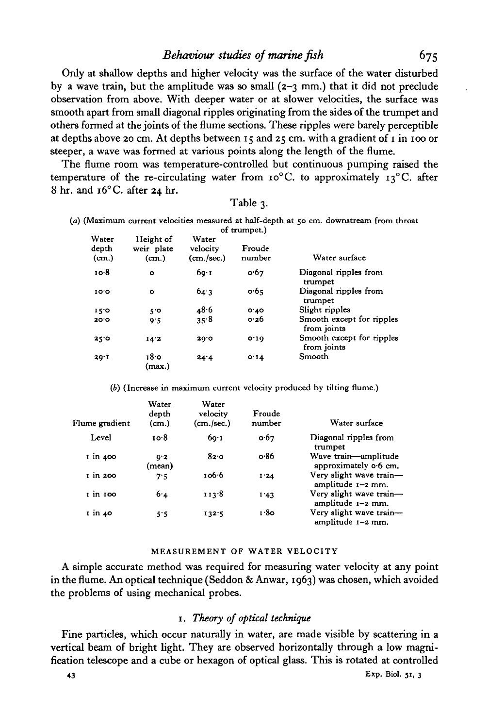Only at shallow depths and higher velocity was the surface of the water disturbed by a wave train, but the amplitude was so small (2–3 mm.) that it did not preclude observation from above. With deeper water or at slower velocities, the surface was smooth apart from small diagonal ripples originating from the sides of the trumpet and others formed at the joints of the flume sections. These ripples were barely perceptible at depths above 20 cm. At depths between 15 and 25 cm. with a gradient of 1 in 100 or steeper, a wave was formed at various points along the length of the flume.

The flume room was temperature-controlled but continuous pumping raised the temperature of the re-circulating water from 10° C. to approximately 13° C. after 8 hr. and 16° C. after 24 hr.

Table 3.

(*a*) (Maximum current velocities measured at half-depth at 50 cm. downstream from throat of trumpet.)

| Water depth (cm.) | Height of weir plate (cm.) | Water velocity (cm./sec.) | Froude number | Water surface |
|---|---|---|---|---|
| 10·8 | 0 | 69·1 | 0·67 | Diagonal ripples from trumpet |
| 10·0 | 0 | 64·3 | 0·65 | Diagonal ripples from trumpet |
| 15·0 | 5·0 | 48·6 | 0·40 | Slight ripples |
| 20·0 | 9·5 | 35·8 | 0·26 | Smooth except for ripples from joints |
| 25·0 | 14·2 | 29·0 | 0·19 | Smooth except for ripples from joints |
| 29·1 | 18·0 (max.) | 24·4 | 0·14 | Smooth |

(*b*) (Increase in maximum current velocity produced by tilting flume.)

| Flume gradient | Water depth (cm.) | Water velocity (cm./sec.) | Froude number | Water surface |
|---|---|---|---|---|
| Level | 10·8 | 69·1 | 0·67 | Diagonal ripples from trumpet |
| 1 in 400 | 9·2 (mean) | 82·0 | 0·86 | Wave train—amplitude approximately 0·6 cm. |
| 1 in 200 | 7·5 | 106·6 | 1·24 | Very slight wave train—amplitude 1–2 mm. |
| 1 in 100 | 6·4 | 113·8 | 1·43 | Very slight wave train—amplitude 1–2 mm. |
| 1 in 40 | 5·5 | 132·5 | 1·80 | Very slight wave train—amplitude 1–2 mm. |

## MEASUREMENT OF WATER VELOCITY

A simple accurate method was required for measuring water velocity at any point in the flume. An optical technique (Seddon & Anwar, 1963) was chosen, which avoided the problems of using mechanical probes.

### 1. *Theory of optical technique*

Fine particles, which occur naturally in water, are made visible by scattering in a vertical beam of bright light. They are observed horizontally through a low magnification telescope and a cube or hexagon of optical glass. This is rotated at controlled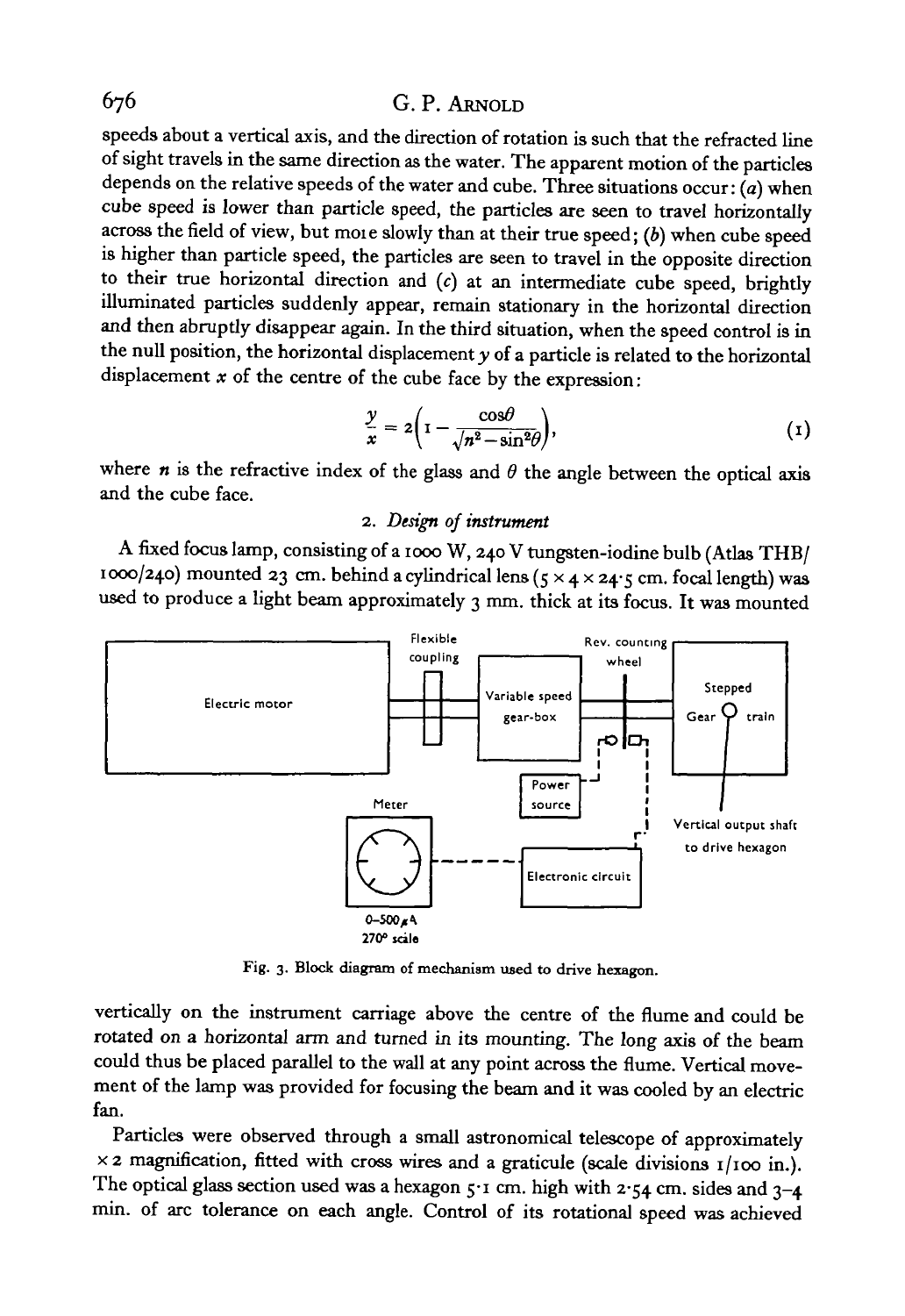speeds about a vertical axis, and the direction of rotation is such that the refracted line of sight travels in the same direction as the water. The apparent motion of the particles depends on the relative speeds of the water and cube. Three situations occur: (*a*) when cube speed is lower than particle speed, the particles are seen to travel horizontally across the field of view, but more slowly than at their true speed; (*b*) when cube speed is higher than particle speed, the particles are seen to travel in the opposite direction to their true horizontal direction and (*c*) at an intermediate cube speed, brightly illuminated particles suddenly appear, remain stationary in the horizontal direction and then abruptly disappear again. In the third situation, when the speed control is in the null position, the horizontal displacement $y$ of a particle is related to the horizontal displacement $x$ of the centre of the cube face by the expression:

$$\frac{y}{x} = 2\left(1 - \frac{\cos\theta}{\sqrt{n^2 - \sin^2\theta}}\right), \tag{1}$$

where $n$ is the refractive index of the glass and $\theta$ the angle between the optical axis and the cube face.

## 2. *Design of instrument*

A fixed focus lamp, consisting of a 1000 W, 240 V tungsten-iodine bulb (Atlas THB/1000/240) mounted 23 cm. behind a cylindrical lens ($5 \times 4 \times 24{\cdot}5$ cm. focal length) was used to produce a light beam approximately 3 mm. thick at its focus. It was mounted

Fig. 3. Block diagram of mechanism used to drive hexagon.

vertically on the instrument carriage above the centre of the flume and could be rotated on a horizontal arm and turned in its mounting. The long axis of the beam could thus be placed parallel to the wall at any point across the flume. Vertical movement of the lamp was provided for focusing the beam and it was cooled by an electric fan.

Particles were observed through a small astronomical telescope of approximately $\times 2$ magnification, fitted with cross wires and a graticule (scale divisions 1/100 in.). The optical glass section used was a hexagon 5·1 cm. high with 2·54 cm. sides and 3–4 min. of arc tolerance on each angle. Control of its rotational speed was achieved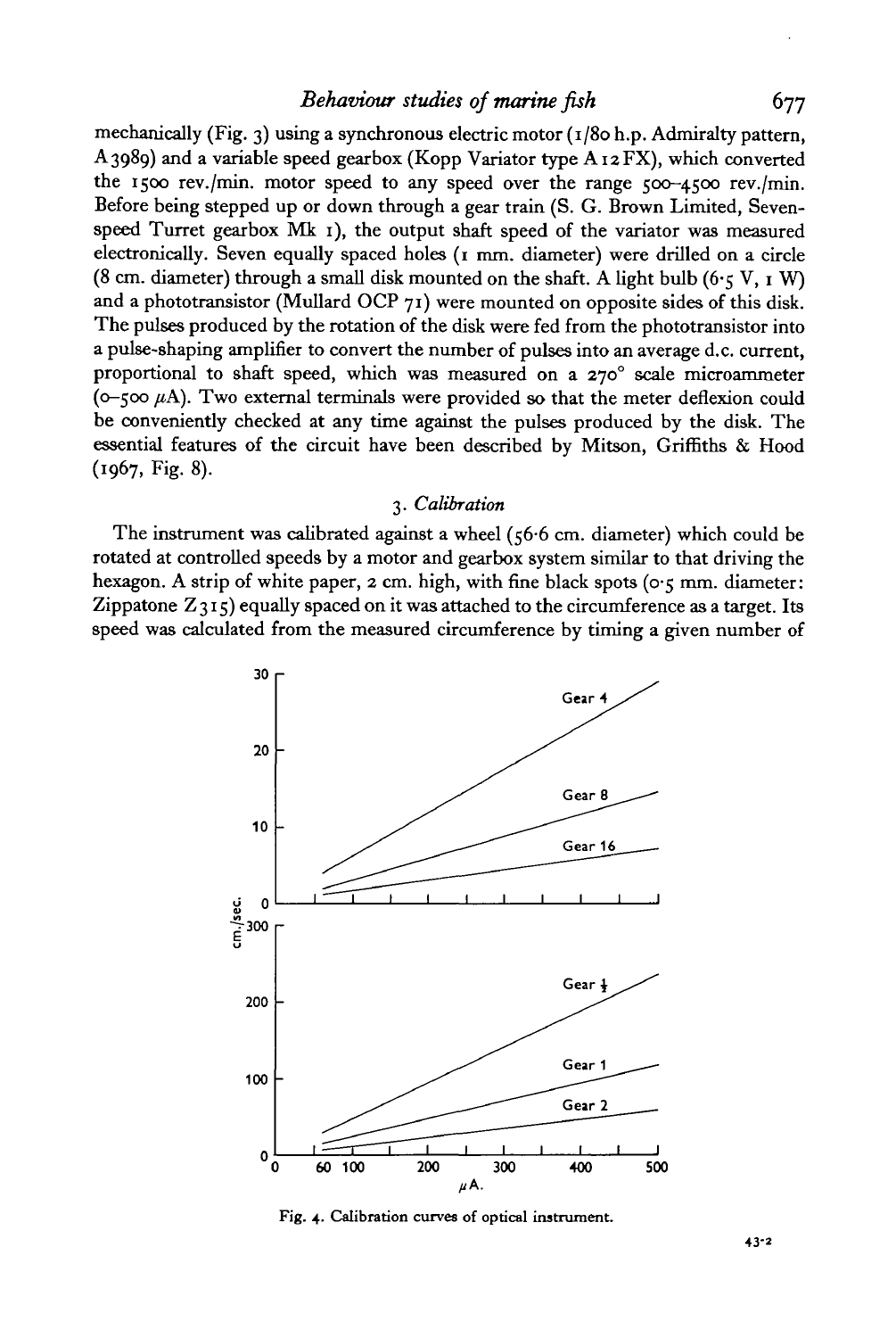mechanically (Fig. 3) using a synchronous electric motor (1/80 h.p. Admiralty pattern, A 3989) and a variable speed gearbox (Kopp Variator type A 12 FX), which converted the 1500 rev./min. motor speed to any speed over the range 500–4500 rev./min. Before being stepped up or down through a gear train (S. G. Brown Limited, Seven-speed Turret gearbox Mk 1), the output shaft speed of the variator was measured electronically. Seven equally spaced holes (1 mm. diameter) were drilled on a circle (8 cm. diameter) through a small disk mounted on the shaft. A light bulb (6·5 V, 1 W) and a phototransistor (Mullard OCP 71) were mounted on opposite sides of this disk. The pulses produced by the rotation of the disk were fed from the phototransistor into a pulse-shaping amplifier to convert the number of pulses into an average d.c. current, proportional to shaft speed, which was measured on a 270° scale microammeter (0–500 μA). Two external terminals were provided so that the meter deflexion could be conveniently checked at any time against the pulses produced by the disk. The essential features of the circuit have been described by Mitson, Griffiths & Hood (1967, Fig. 8).

### 3. *Calibration*

The instrument was calibrated against a wheel (56·6 cm. diameter) which could be rotated at controlled speeds by a motor and gearbox system similar to that driving the hexagon. A strip of white paper, 2 cm. high, with fine black spots (0·5 mm. diameter: Zippatone Z 315) equally spaced on it was attached to the circumference as a target. Its speed was calculated from the measured circumference by timing a given number of

Fig. 4. Calibration curves of optical instrument.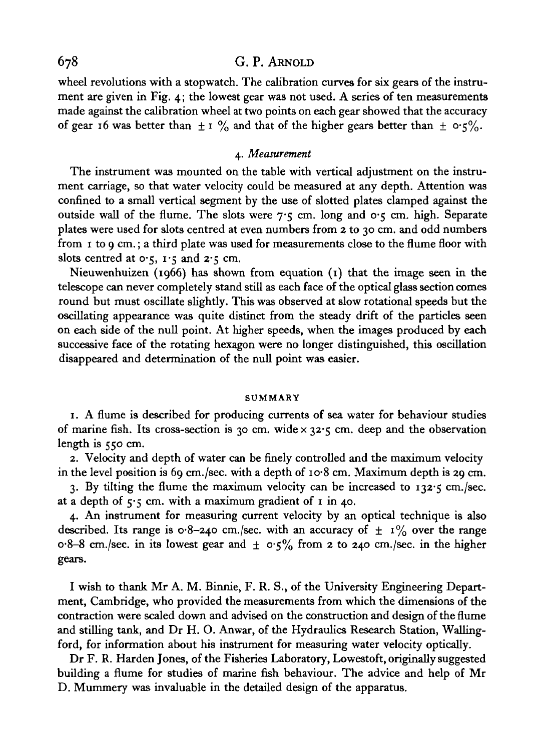wheel revolutions with a stopwatch. The calibration curves for six gears of the instrument are given in Fig. 4; the lowest gear was not used. A series of ten measurements made against the calibration wheel at two points on each gear showed that the accuracy of gear 16 was better than ± 1 % and that of the higher gears better than ± 0·5%.

### 4. *Measurement*

The instrument was mounted on the table with vertical adjustment on the instrument carriage, so that water velocity could be measured at any depth. Attention was confined to a small vertical segment by the use of slotted plates clamped against the outside wall of the flume. The slots were 7·5 cm. long and 0·5 cm. high. Separate plates were used for slots centred at even numbers from 2 to 30 cm. and odd numbers from 1 to 9 cm.; a third plate was used for measurements close to the flume floor with slots centred at 0·5, 1·5 and 2·5 cm.

Nieuwenhuizen (1966) has shown from equation (1) that the image seen in the telescope can never completely stand still as each face of the optical glass section comes round but must oscillate slightly. This was observed at slow rotational speeds but the oscillating appearance was quite distinct from the steady drift of the particles seen on each side of the null point. At higher speeds, when the images produced by each successive face of the rotating hexagon were no longer distinguished, this oscillation disappeared and determination of the null point was easier.

## SUMMARY

1. A flume is described for producing currents of sea water for behaviour studies of marine fish. Its cross-section is 30 cm. wide × 32·5 cm. deep and the observation length is 550 cm.

2. Velocity and depth of water can be finely controlled and the maximum velocity in the level position is 69 cm./sec. with a depth of 10·8 cm. Maximum depth is 29 cm.

3. By tilting the flume the maximum velocity can be increased to 132·5 cm./sec. at a depth of 5·5 cm. with a maximum gradient of 1 in 40.

4. An instrument for measuring current velocity by an optical technique is also described. Its range is 0·8–240 cm./sec. with an accuracy of ± 1% over the range 0·8–8 cm./sec. in its lowest gear and ± 0·5% from 2 to 240 cm./sec. in the higher gears.

I wish to thank Mr A. M. Binnie, F. R. S., of the University Engineering Department, Cambridge, who provided the measurements from which the dimensions of the contraction were scaled down and advised on the construction and design of the flume and stilling tank, and Dr H. O. Anwar, of the Hydraulics Research Station, Wallingford, for information about his instrument for measuring water velocity optically.

Dr F. R. Harden Jones, of the Fisheries Laboratory, Lowestoft, originally suggested building a flume for studies of marine fish behaviour. The advice and help of Mr D. Mummery was invaluable in the detailed design of the apparatus.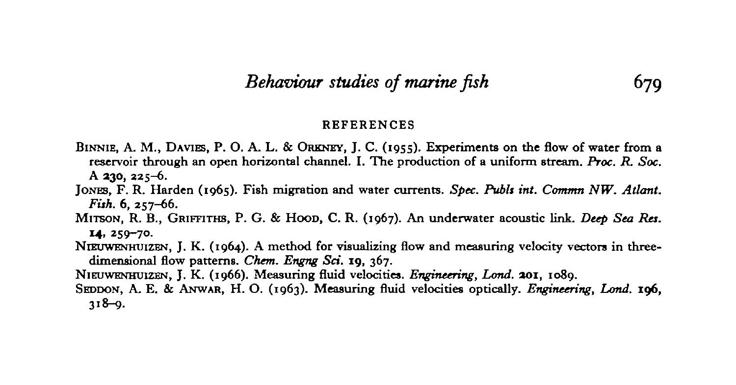## REFERENCES

BINNIE, A. M., DAVIES, P. O. A. L. & ORKNEY, J. C. (1955). Experiments on the flow of water from a reservoir through an open horizontal channel. I. The production of a uniform stream. *Proc. R. Soc.* A **230**, 225–6.

JONES, F. R. Harden (1965). Fish migration and water currents. *Spec. Publs int. Commn NW. Atlant. Fish.* **6**, 257–66.

MITSON, R. B., GRIFFITHS, P. G. & HOOD, C. R. (1967). An underwater acoustic link. *Deep Sea Res.* **14**, 259–70.

NIEUWENHUIZEN, J. K. (1964). A method for visualizing flow and measuring velocity vectors in three-dimensional flow patterns. *Chem. Engng Sci.* **19**, 367.

NIEUWENHUIZEN, J. K. (1966). Measuring fluid velocities. *Engineering, Lond.* **201**, 1089.

SEDDON, A. E. & ANWAR, H. O. (1963). Measuring fluid velocities optically. *Engineering, Lond.* **196**, 318–9.